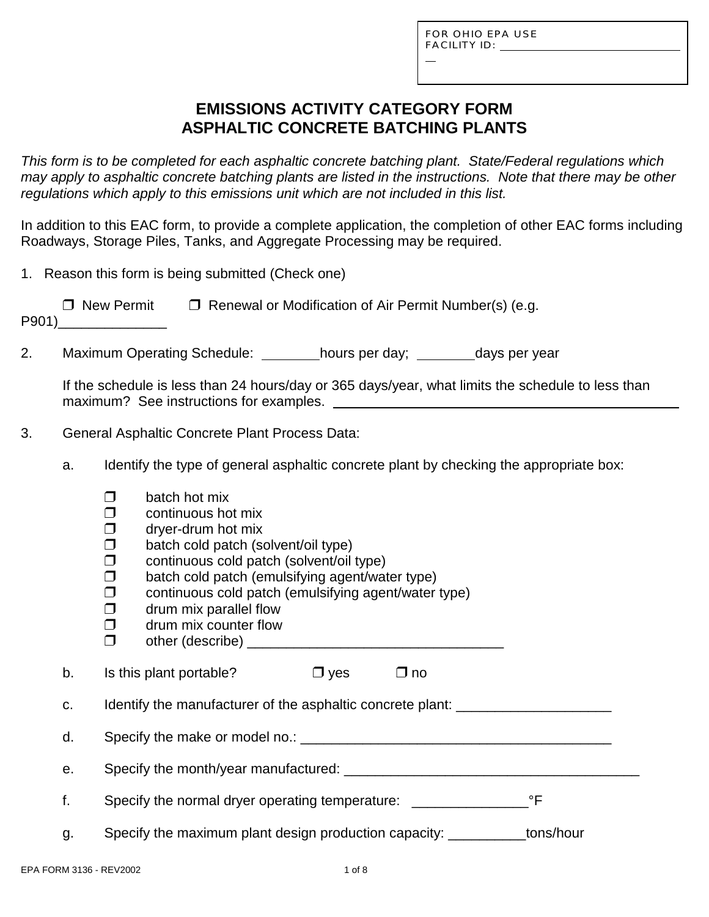FOR OHIO EPA USE
FACILITY ID: ________________________________

# EMISSIONS ACTIVITY CATEGORY FORM
# ASPHALTIC CONCRETE BATCHING PLANTS

*This form is to be completed for each asphaltic concrete batching plant. State/Federal regulations which may apply to asphaltic concrete batching plants are listed in the instructions. Note that there may be other regulations which apply to this emissions unit which are not included in this list.*

In addition to this EAC form, to provide a complete application, the completion of other EAC forms including Roadways, Storage Piles, Tanks, and Aggregate Processing may be required.

1. Reason this form is being submitted (Check one)

   ❒ New Permit ❒ Renewal or Modification of Air Permit Number(s) (e.g. P901)______________

2. Maximum Operating Schedule: ________hours per day; ________days per year

   If the schedule is less than 24 hours/day or 365 days/year, what limits the schedule to less than maximum? See instructions for examples. ________________________________

3. General Asphaltic Concrete Plant Process Data:

   a. Identify the type of general asphaltic concrete plant by checking the appropriate box:

      ❒ batch hot mix
      ❒ continuous hot mix
      ❒ dryer-drum hot mix
      ❒ batch cold patch (solvent/oil type)
      ❒ continuous cold patch (solvent/oil type)
      ❒ batch cold patch (emulsifying agent/water type)
      ❒ continuous cold patch (emulsifying agent/water type)
      ❒ drum mix parallel flow
      ❒ drum mix counter flow
      ❒ other (describe) _________________________________

   b. Is this plant portable? ❒ yes ❒ no

   c. Identify the manufacturer of the asphaltic concrete plant: ____________________

   d. Specify the make or model no.: ________________________________________

   e. Specify the month/year manufactured: _______________________________________

   f. Specify the normal dryer operating temperature: _______________°F

   g. Specify the maximum plant design production capacity: __________tons/hour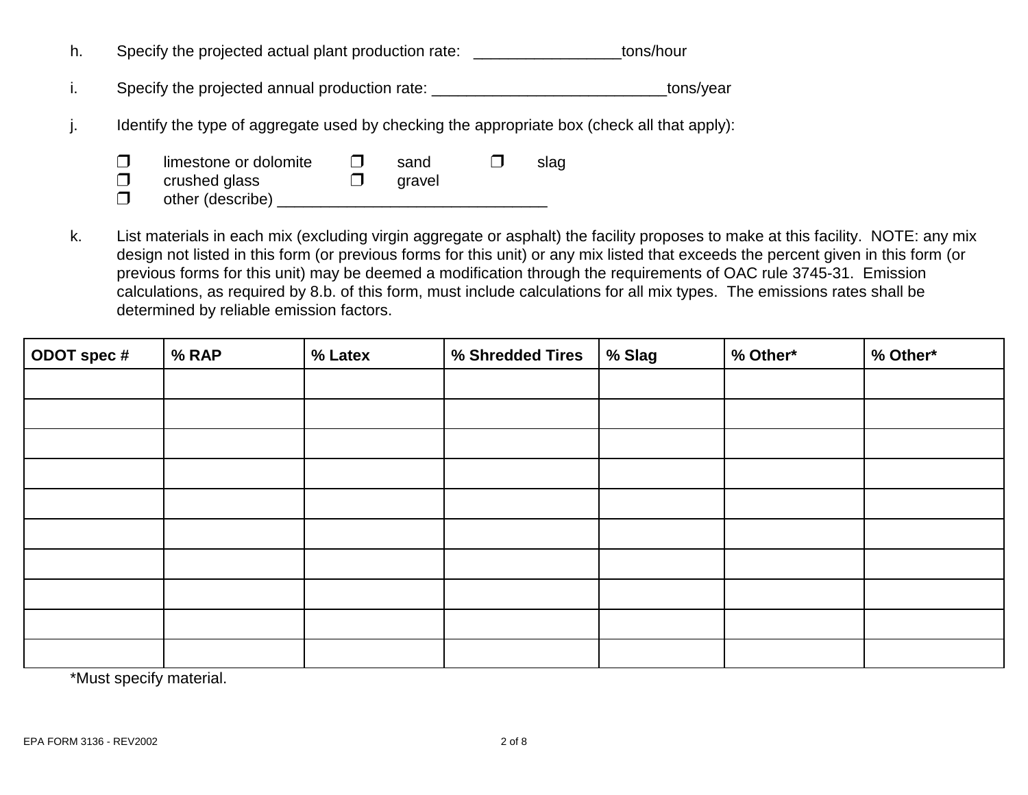h. Specify the projected actual plant production rate: _________________tons/hour

i. Specify the projected annual production rate: ___________________________tons/year

j. Identify the type of aggregate used by checking the appropriate box (check all that apply):

❐ limestone or dolomite ❐ sand ❐ slag
❐ crushed glass ❐ gravel
❐ other (describe) _______________________________

k. List materials in each mix (excluding virgin aggregate or asphalt) the facility proposes to make at this facility. NOTE: any mix design not listed in this form (or previous forms for this unit) or any mix listed that exceeds the percent given in this form (or previous forms for this unit) may be deemed a modification through the requirements of OAC rule 3745-31. Emission calculations, as required by 8.b. of this form, must include calculations for all mix types. The emissions rates shall be determined by reliable emission factors.

| ODOT spec # | % RAP | % Latex | % Shredded Tires | % Slag | % Other* | % Other* |
|---|---|---|---|---|---|---|
| | | | | | | |
| | | | | | | |
| | | | | | | |
| | | | | | | |
| | | | | | | |
| | | | | | | |
| | | | | | | |
| | | | | | | |
| | | | | | | |
| | | | | | | |

*Must specify material.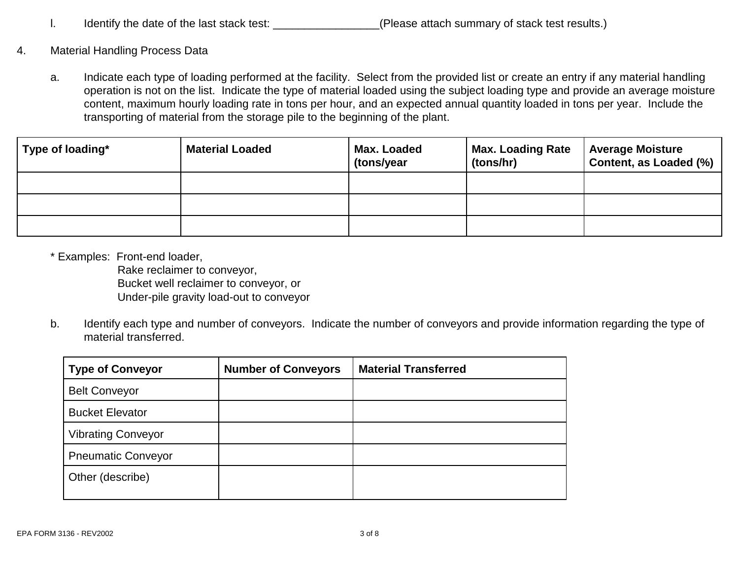l. Identify the date of the last stack test: _________________(Please attach summary of stack test results.)

4. Material Handling Process Data

a. Indicate each type of loading performed at the facility. Select from the provided list or create an entry if any material handling operation is not on the list. Indicate the type of material loaded using the subject loading type and provide an average moisture content, maximum hourly loading rate in tons per hour, and an expected annual quantity loaded in tons per year. Include the transporting of material from the storage pile to the beginning of the plant.

| Type of loading* | Material Loaded | Max. Loaded (tons/year | Max. Loading Rate (tons/hr) | Average Moisture Content, as Loaded (%) |
|---|---|---|---|---|
| | | | | |
| | | | | |
| | | | | |

* Examples: Front-end loader,
  Rake reclaimer to conveyor,
  Bucket well reclaimer to conveyor, or
  Under-pile gravity load-out to conveyor

b. Identify each type and number of conveyors. Indicate the number of conveyors and provide information regarding the type of material transferred.

| Type of Conveyor | Number of Conveyors | Material Transferred |
|---|---|---|
| Belt Conveyor | | |
| Bucket Elevator | | |
| Vibrating Conveyor | | |
| Pneumatic Conveyor | | |
| Other (describe) | | |

EPA FORM 3136 - REV2002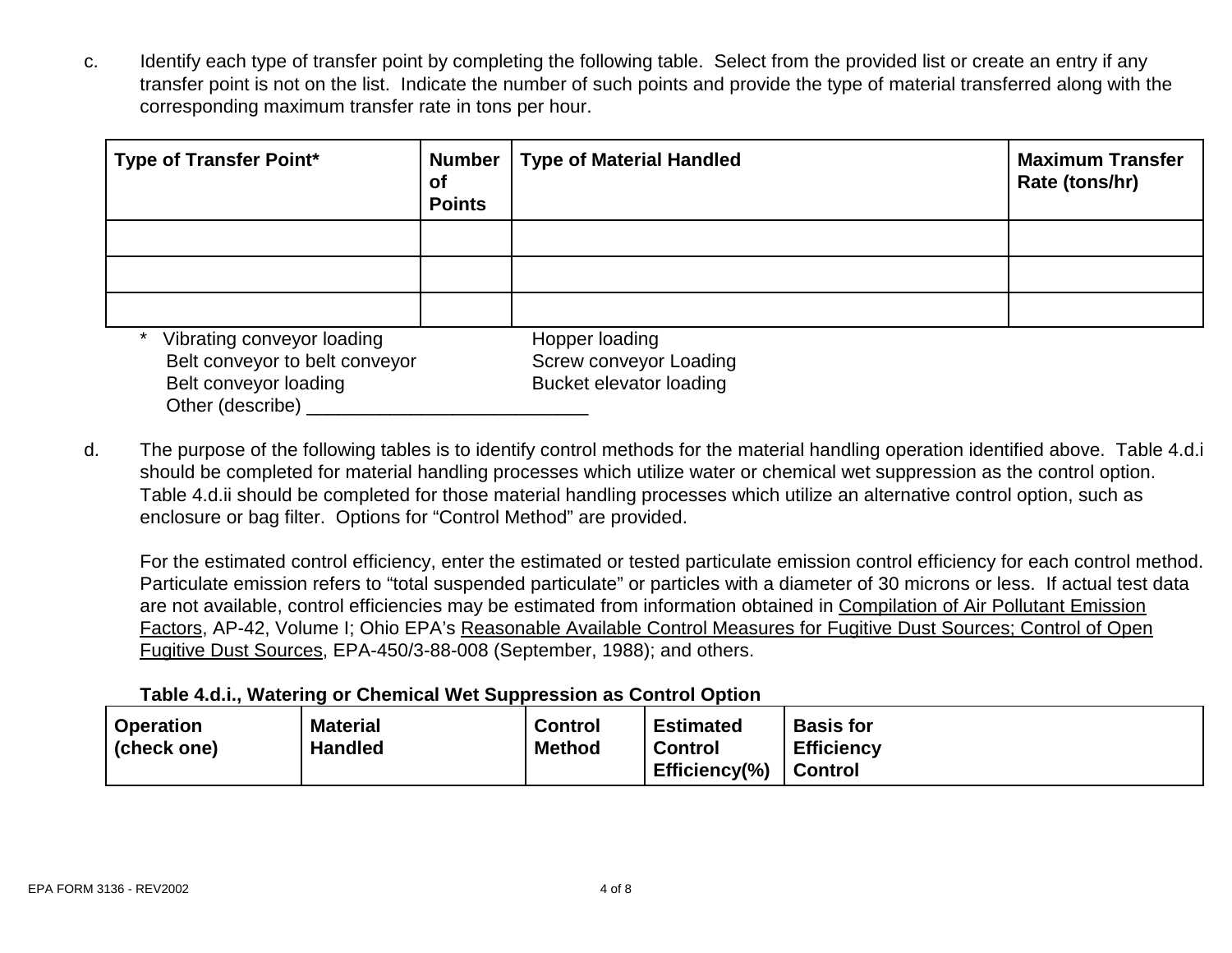c. Identify each type of transfer point by completing the following table. Select from the provided list or create an entry if any transfer point is not on the list. Indicate the number of such points and provide the type of material transferred along with the corresponding maximum transfer rate in tons per hour.

| Type of Transfer Point* | Number of Points | Type of Material Handled | Maximum Transfer Rate (tons/hr) |
| --- | --- | --- | --- |
| | | | |
| | | | |
| | | | |

\* Vibrating conveyor loading
Belt conveyor to belt conveyor
Belt conveyor loading
Hopper loading
Screw conveyor Loading
Bucket elevator loading
Other (describe) ___________________________

d. The purpose of the following tables is to identify control methods for the material handling operation identified above. Table 4.d.i should be completed for material handling processes which utilize water or chemical wet suppression as the control option. Table 4.d.ii should be completed for those material handling processes which utilize an alternative control option, such as enclosure or bag filter. Options for "Control Method" are provided.

For the estimated control efficiency, enter the estimated or tested particulate emission control efficiency for each control method. Particulate emission refers to "total suspended particulate" or particles with a diameter of 30 microns or less. If actual test data are not available, control efficiencies may be estimated from information obtained in Compilation of Air Pollutant Emission Factors, AP-42, Volume I; Ohio EPA's Reasonable Available Control Measures for Fugitive Dust Sources; Control of Open Fugitive Dust Sources, EPA-450/3-88-008 (September, 1988); and others.

**Table 4.d.i., Watering or Chemical Wet Suppression as Control Option**

| Operation (check one) | Material Handled | Control Method | Estimated Control Efficiency(%) | Basis for Efficiency Control |
| --- | --- | --- | --- | --- |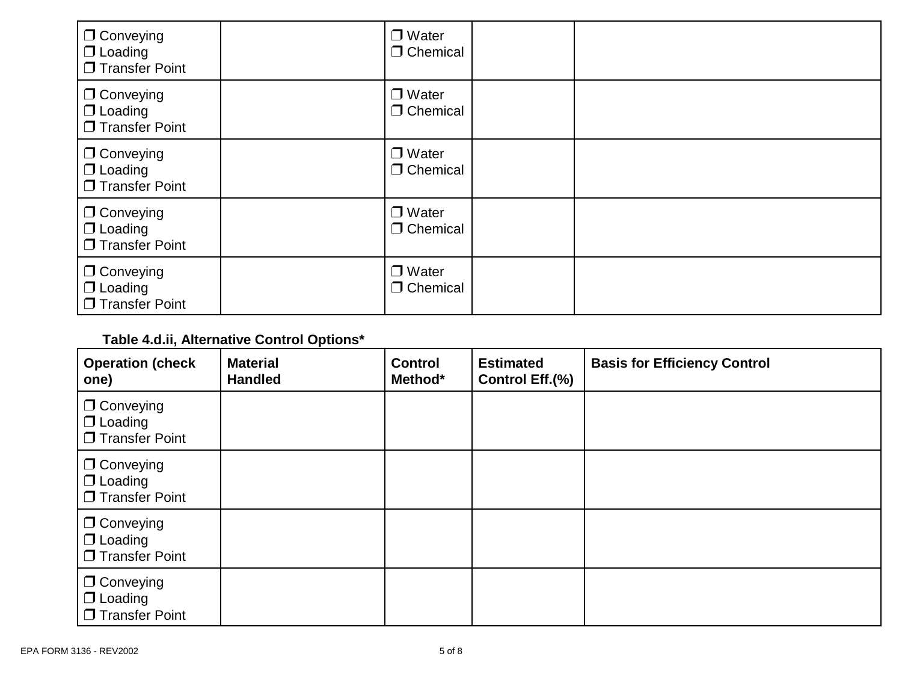| | | | | |
|---|---|---|---|---|
| ❒ Conveying<br>❒ Loading<br>❒ Transfer Point | | ❒ Water<br>❒ Chemical | | |
| ❒ Conveying<br>❒ Loading<br>❒ Transfer Point | | ❒ Water<br>❒ Chemical | | |
| ❒ Conveying<br>❒ Loading<br>❒ Transfer Point | | ❒ Water<br>❒ Chemical | | |
| ❒ Conveying<br>❒ Loading<br>❒ Transfer Point | | ❒ Water<br>❒ Chemical | | |
| ❒ Conveying<br>❒ Loading<br>❒ Transfer Point | | ❒ Water<br>❒ Chemical | | |

**Table 4.d.ii, Alternative Control Options***

| Operation (check one) | Material Handled | Control Method* | Estimated Control Eff.(%) | Basis for Efficiency Control |
|---|---|---|---|---|
| ❒ Conveying<br>❒ Loading<br>❒ Transfer Point | | | | |
| ❒ Conveying<br>❒ Loading<br>❒ Transfer Point | | | | |
| ❒ Conveying<br>❒ Loading<br>❒ Transfer Point | | | | |
| ❒ Conveying<br>❒ Loading<br>❒ Transfer Point | | | | |

EPA FORM 3136 - REV2002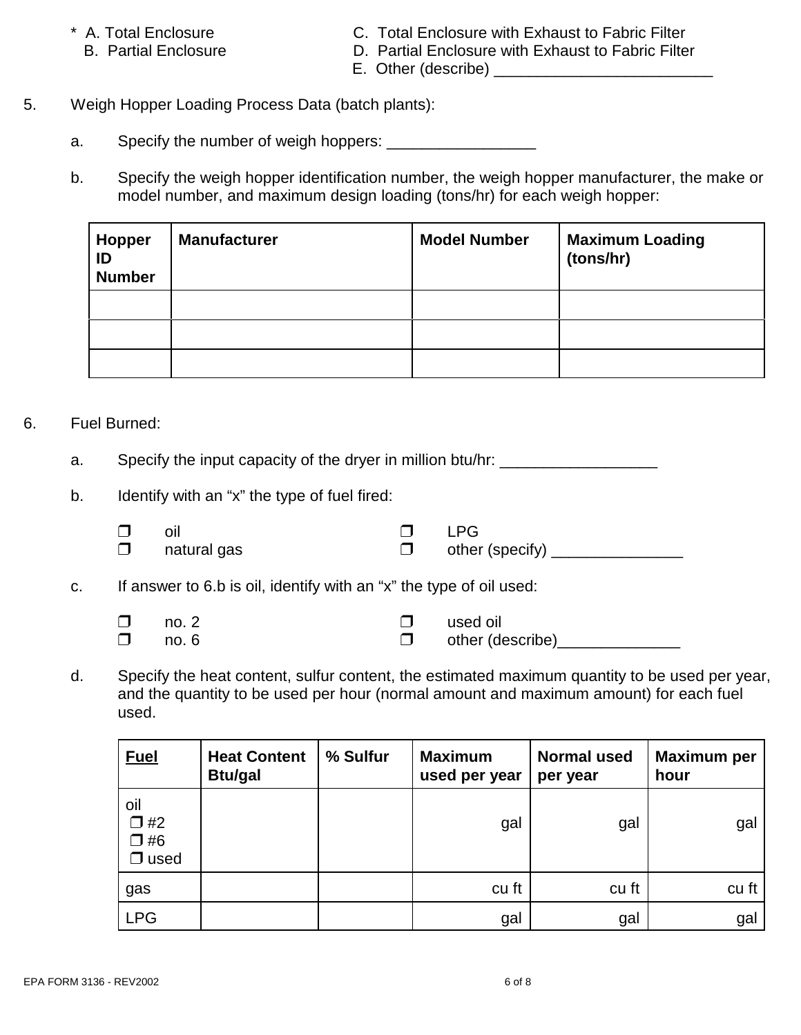\* A. Total Enclosure
B. Partial Enclosure
C. Total Enclosure with Exhaust to Fabric Filter
D. Partial Enclosure with Exhaust to Fabric Filter
E. Other (describe) _________________________

5. Weigh Hopper Loading Process Data (batch plants):

   a. Specify the number of weigh hoppers: _________________

   b. Specify the weigh hopper identification number, the weigh hopper manufacturer, the make or model number, and maximum design loading (tons/hr) for each weigh hopper:

| Hopper ID Number | Manufacturer | Model Number | Maximum Loading (tons/hr) |
|---|---|---|---|
| | | | |
| | | | |
| | | | |

6. Fuel Burned:

   a. Specify the input capacity of the dryer in million btu/hr: __________________

   b. Identify with an "x" the type of fuel fired:

   ❒ oil
   ❒ natural gas
   ❒ LPG
   ❒ other (specify) _______________

   c. If answer to 6.b is oil, identify with an "x" the type of oil used:

   ❒ no. 2
   ❒ no. 6
   ❒ used oil
   ❒ other (describe)______________

   d. Specify the heat content, sulfur content, the estimated maximum quantity to be used per year, and the quantity to be used per hour (normal amount and maximum amount) for each fuel used.

| Fuel | Heat Content Btu/gal | % Sulfur | Maximum used per year | Normal used per year | Maximum per hour |
|---|---|---|---|---|---|
| oil ❒ #2 ❒ #6 ❒ used | | | gal | gal | gal |
| gas | | | cu ft | cu ft | cu ft |
| LPG | | | gal | gal | gal |

EPA FORM 3136 - REV2002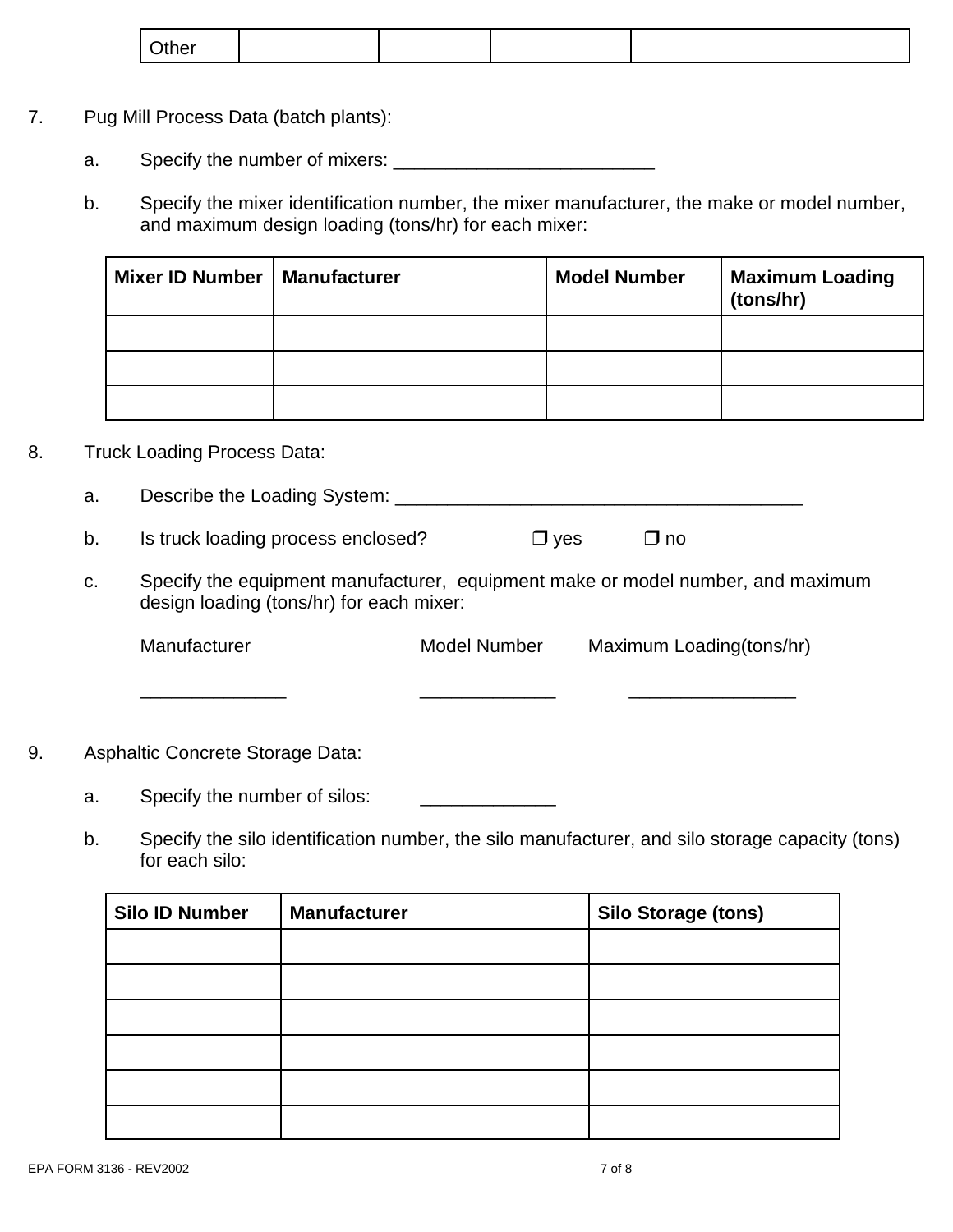| Other | | | | | |
|---|---|---|---|---|---|

7. Pug Mill Process Data (batch plants):

   a. Specify the number of mixers: _________________________

   b. Specify the mixer identification number, the mixer manufacturer, the make or model number, and maximum design loading (tons/hr) for each mixer:

| Mixer ID Number | Manufacturer | Model Number | Maximum Loading (tons/hr) |
|---|---|---|---|
| | | | |
| | | | |
| | | | |

8. Truck Loading Process Data:

   a. Describe the Loading System: ________________________________________

   b. Is truck loading process enclosed? ❒ yes ❒ no

   c. Specify the equipment manufacturer, equipment make or model number, and maximum design loading (tons/hr) for each mixer:

   Manufacturer Model Number Maximum Loading(tons/hr)

   ______________ _____________ ________________

9. Asphaltic Concrete Storage Data:

   a. Specify the number of silos: _____________

   b. Specify the silo identification number, the silo manufacturer, and silo storage capacity (tons) for each silo:

| Silo ID Number | Manufacturer | Silo Storage (tons) |
|---|---|---|
| | | |
| | | |
| | | |
| | | |
| | | |
| | | |

EPA FORM 3136 - REV2002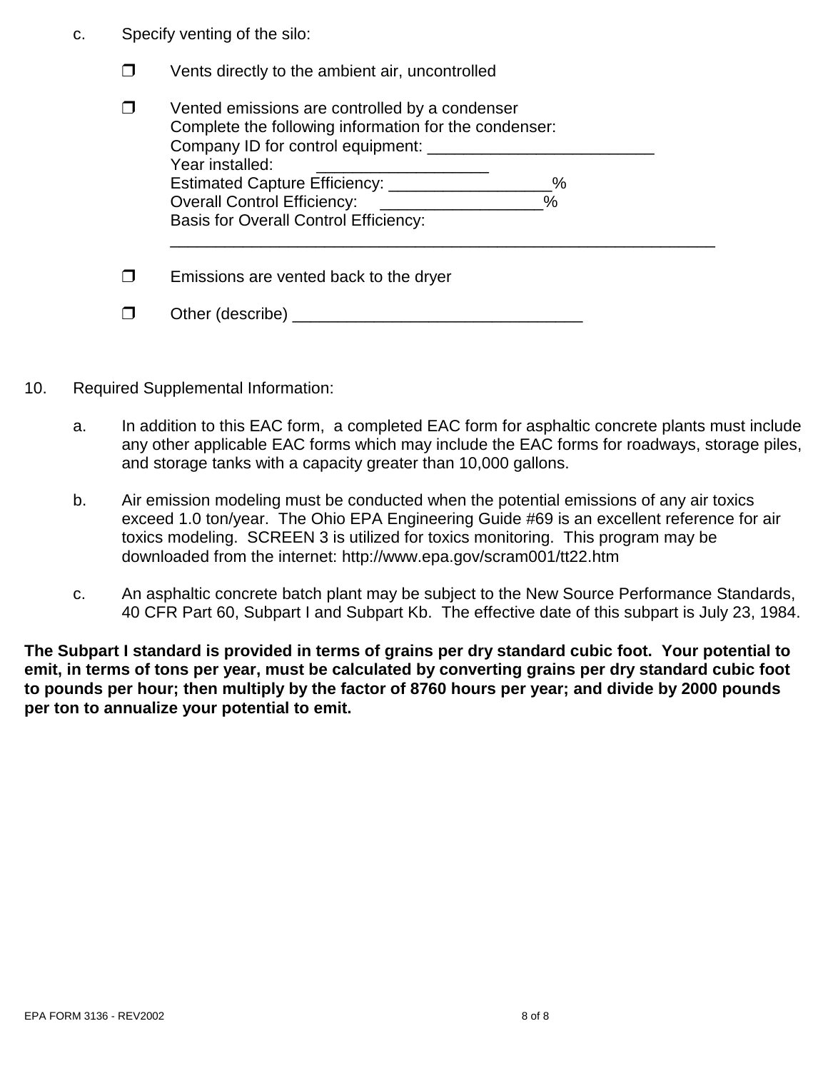c. Specify venting of the silo:

- ❒ Vents directly to the ambient air, uncontrolled

- ❒ Vented emissions are controlled by a condenser
  Complete the following information for the condenser:
  Company ID for control equipment: _________________________
  Year installed: ___________________
  Estimated Capture Efficiency: __________________%
  Overall Control Efficiency: __________________%
  Basis for Overall Control Efficiency:
  ____________________________________________________________

- ❒ Emissions are vented back to the dryer

- ❒ Other (describe) ________________________________

10. Required Supplemental Information:

   a. In addition to this EAC form, a completed EAC form for asphaltic concrete plants must include any other applicable EAC forms which may include the EAC forms for roadways, storage piles, and storage tanks with a capacity greater than 10,000 gallons.

   b. Air emission modeling must be conducted when the potential emissions of any air toxics exceed 1.0 ton/year. The Ohio EPA Engineering Guide #69 is an excellent reference for air toxics modeling. SCREEN 3 is utilized for toxics monitoring. This program may be downloaded from the internet: http://www.epa.gov/scram001/tt22.htm

   c. An asphaltic concrete batch plant may be subject to the New Source Performance Standards, 40 CFR Part 60, Subpart I and Subpart Kb. The effective date of this subpart is July 23, 1984.

**The Subpart I standard is provided in terms of grains per dry standard cubic foot. Your potential to emit, in terms of tons per year, must be calculated by converting grains per dry standard cubic foot to pounds per hour; then multiply by the factor of 8760 hours per year; and divide by 2000 pounds per ton to annualize your potential to emit.**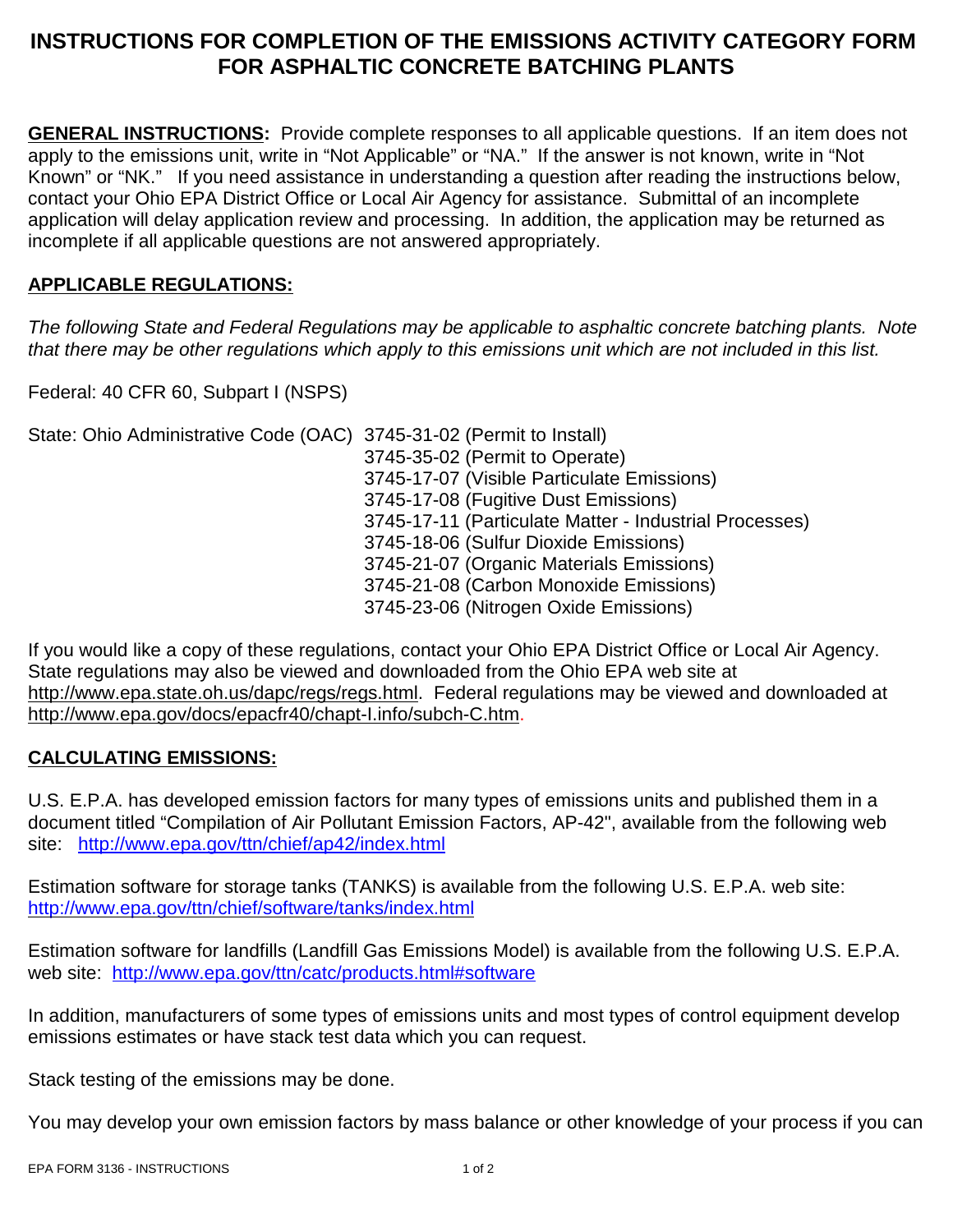# INSTRUCTIONS FOR COMPLETION OF THE EMISSIONS ACTIVITY CATEGORY FORM FOR ASPHALTIC CONCRETE BATCHING PLANTS

**GENERAL INSTRUCTIONS:** Provide complete responses to all applicable questions. If an item does not apply to the emissions unit, write in "Not Applicable" or "NA." If the answer is not known, write in "Not Known" or "NK." If you need assistance in understanding a question after reading the instructions below, contact your Ohio EPA District Office or Local Air Agency for assistance. Submittal of an incomplete application will delay application review and processing. In addition, the application may be returned as incomplete if all applicable questions are not answered appropriately.

## APPLICABLE REGULATIONS:

*The following State and Federal Regulations may be applicable to asphaltic concrete batching plants. Note that there may be other regulations which apply to this emissions unit which are not included in this list.*

Federal: 40 CFR 60, Subpart I (NSPS)

State: Ohio Administrative Code (OAC) 3745-31-02 (Permit to Install)
- 3745-35-02 (Permit to Operate)
- 3745-17-07 (Visible Particulate Emissions)
- 3745-17-08 (Fugitive Dust Emissions)
- 3745-17-11 (Particulate Matter - Industrial Processes)
- 3745-18-06 (Sulfur Dioxide Emissions)
- 3745-21-07 (Organic Materials Emissions)
- 3745-21-08 (Carbon Monoxide Emissions)
- 3745-23-06 (Nitrogen Oxide Emissions)

If you would like a copy of these regulations, contact your Ohio EPA District Office or Local Air Agency. State regulations may also be viewed and downloaded from the Ohio EPA web site at http://www.epa.state.oh.us/dapc/regs/regs.html. Federal regulations may be viewed and downloaded at http://www.epa.gov/docs/epacfr40/chapt-I.info/subch-C.htm.

## CALCULATING EMISSIONS:

U.S. E.P.A. has developed emission factors for many types of emissions units and published them in a document titled "Compilation of Air Pollutant Emission Factors, AP-42", available from the following web site: http://www.epa.gov/ttn/chief/ap42/index.html

Estimation software for storage tanks (TANKS) is available from the following U.S. E.P.A. web site: http://www.epa.gov/ttn/chief/software/tanks/index.html

Estimation software for landfills (Landfill Gas Emissions Model) is available from the following U.S. E.P.A. web site: http://www.epa.gov/ttn/catc/products.html#software

In addition, manufacturers of some types of emissions units and most types of control equipment develop emissions estimates or have stack test data which you can request.

Stack testing of the emissions may be done.

You may develop your own emission factors by mass balance or other knowledge of your process if you can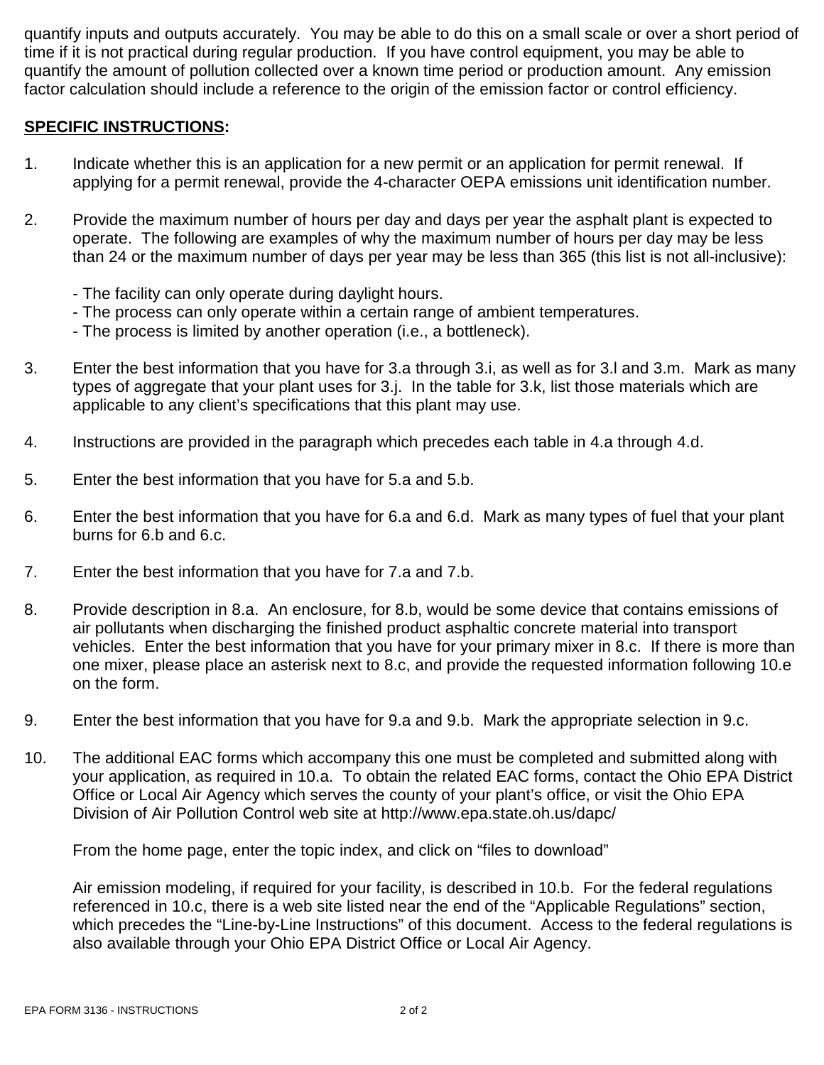quantify inputs and outputs accurately. You may be able to do this on a small scale or over a short period of time if it is not practical during regular production. If you have control equipment, you may be able to quantify the amount of pollution collected over a known time period or production amount. Any emission factor calculation should include a reference to the origin of the emission factor or control efficiency.

**SPECIFIC INSTRUCTIONS:**

1. Indicate whether this is an application for a new permit or an application for permit renewal. If applying for a permit renewal, provide the 4-character OEPA emissions unit identification number.

2. Provide the maximum number of hours per day and days per year the asphalt plant is expected to operate. The following are examples of why the maximum number of hours per day may be less than 24 or the maximum number of days per year may be less than 365 (this list is not all-inclusive):

   - The facility can only operate during daylight hours.
   - The process can only operate within a certain range of ambient temperatures.
   - The process is limited by another operation (i.e., a bottleneck).

3. Enter the best information that you have for 3.a through 3.i, as well as for 3.l and 3.m. Mark as many types of aggregate that your plant uses for 3.j. In the table for 3.k, list those materials which are applicable to any client's specifications that this plant may use.

4. Instructions are provided in the paragraph which precedes each table in 4.a through 4.d.

5. Enter the best information that you have for 5.a and 5.b.

6. Enter the best information that you have for 6.a and 6.d. Mark as many types of fuel that your plant burns for 6.b and 6.c.

7. Enter the best information that you have for 7.a and 7.b.

8. Provide description in 8.a. An enclosure, for 8.b, would be some device that contains emissions of air pollutants when discharging the finished product asphaltic concrete material into transport vehicles. Enter the best information that you have for your primary mixer in 8.c. If there is more than one mixer, please place an asterisk next to 8.c, and provide the requested information following 10.e on the form.

9. Enter the best information that you have for 9.a and 9.b. Mark the appropriate selection in 9.c.

10. The additional EAC forms which accompany this one must be completed and submitted along with your application, as required in 10.a. To obtain the related EAC forms, contact the Ohio EPA District Office or Local Air Agency which serves the county of your plant's office, or visit the Ohio EPA Division of Air Pollution Control web site at http://www.epa.state.oh.us/dapc/

    From the home page, enter the topic index, and click on "files to download"

    Air emission modeling, if required for your facility, is described in 10.b. For the federal regulations referenced in 10.c, there is a web site listed near the end of the "Applicable Regulations" section, which precedes the "Line-by-Line Instructions" of this document. Access to the federal regulations is also available through your Ohio EPA District Office or Local Air Agency.

EPA FORM 3136 - INSTRUCTIONS